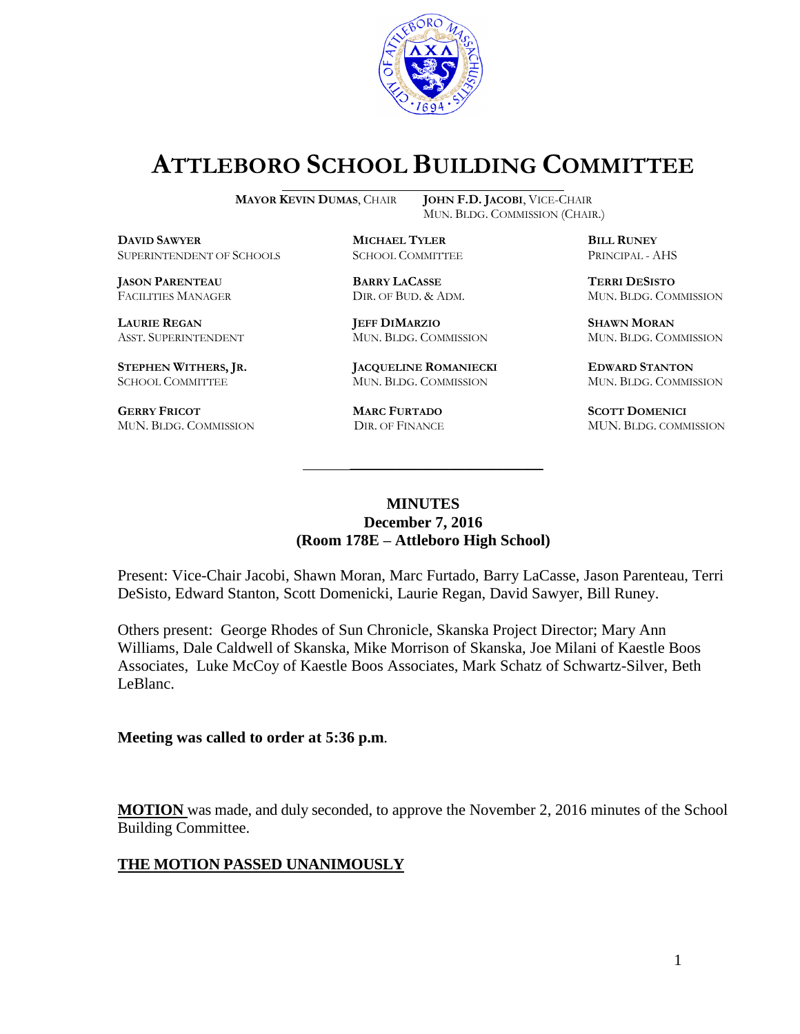# ATTLEBORO SCHOOL BUILDING COMMITTEE

**MAYOR KEVIN DUMAS**, CHAIR | **JOHN F.D. JACOBI**, VICE-CHAIR MUN. BLDG. COMMISSION (CHAIR.)

| | | |
|---|---|---|
| **DAVID SAWYER** SUPERINTENDENT OF SCHOOLS | **MICHAEL TYLER** SCHOOL COMMITTEE | **BILL RUNEY** PRINCIPAL - AHS |
| **JASON PARENTEAU** FACILITIES MANAGER | **BARRY LACASSE** DIR. OF BUD. & ADM. | **TERRI DESISTO** MUN. BLDG. COMMISSION |
| **LAURIE REGAN** ASST. SUPERINTENDENT | **JEFF DIMARZIO** MUN. BLDG. COMMISSION | **SHAWN MORAN** MUN. BLDG. COMMISSION |
| **STEPHEN WITHERS, JR.** SCHOOL COMMITTEE | **JACQUELINE ROMANIECKI** MUN. BLDG. COMMISSION | **EDWARD STANTON** MUN. BLDG. COMMISSION |
| **GERRY FRICOT** MUN. BLDG. COMMISSION | **MARC FURTADO** DIR. OF FINANCE | **SCOTT DOMENICI** MUN. BLDG. COMMISSION |

**MINUTES**
**December 7, 2016**
**(Room 178E – Attleboro High School)**

Present: Vice-Chair Jacobi, Shawn Moran, Marc Furtado, Barry LaCasse, Jason Parenteau, Terri DeSisto, Edward Stanton, Scott Domenicki, Laurie Regan, David Sawyer, Bill Runey.

Others present: George Rhodes of Sun Chronicle, Skanska Project Director; Mary Ann Williams, Dale Caldwell of Skanska, Mike Morrison of Skanska, Joe Milani of Kaestle Boos Associates, Luke McCoy of Kaestle Boos Associates, Mark Schatz of Schwartz-Silver, Beth LeBlanc.

**Meeting was called to order at 5:36 p.m**.

**MOTION** was made, and duly seconded, to approve the November 2, 2016 minutes of the School Building Committee.

**THE MOTION PASSED UNANIMOUSLY**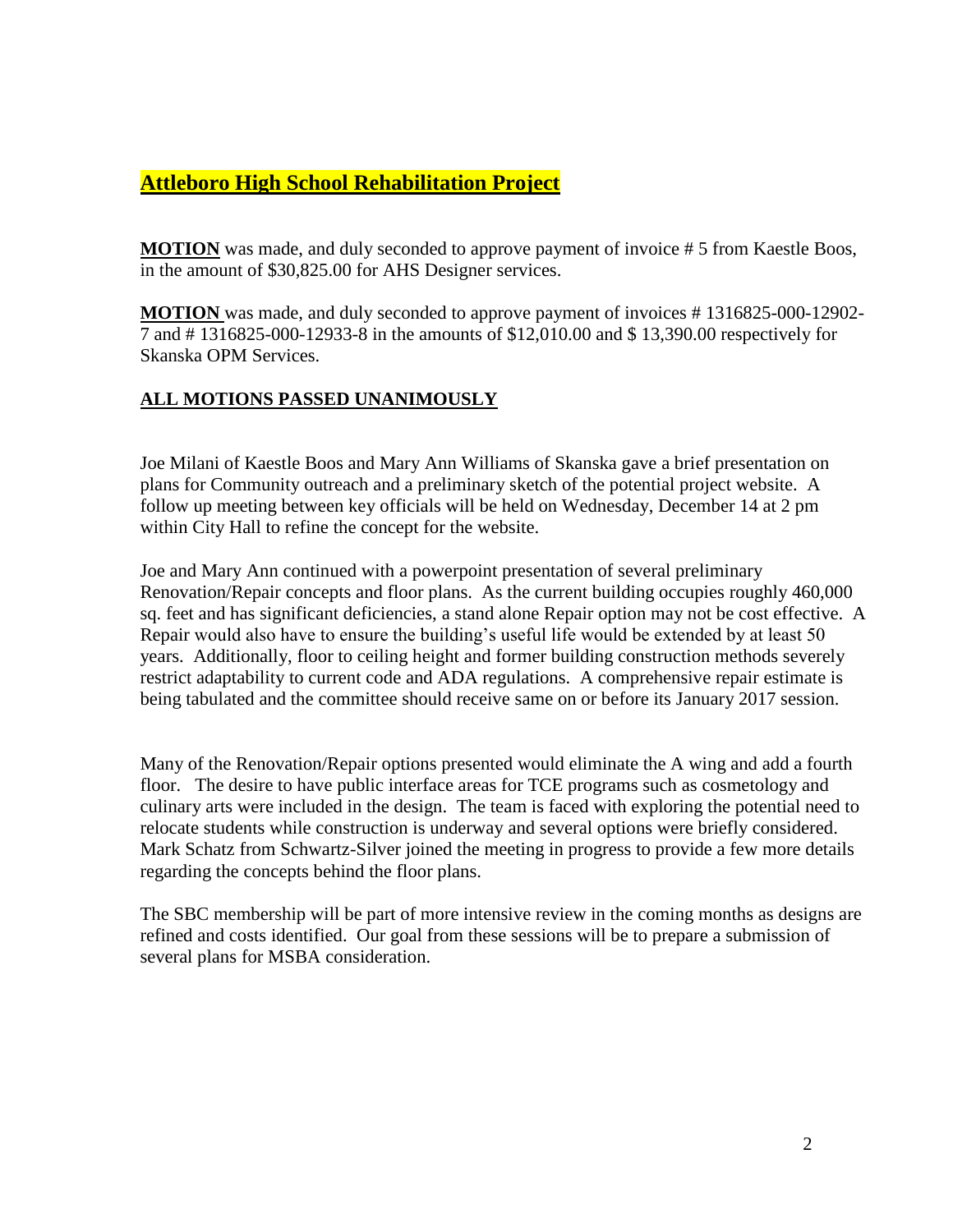## Attleboro High School Rehabilitation Project

**MOTION** was made, and duly seconded to approve payment of invoice # 5 from Kaestle Boos, in the amount of $30,825.00 for AHS Designer services.

**MOTION** was made, and duly seconded to approve payment of invoices # 1316825-000-12902-7 and # 1316825-000-12933-8 in the amounts of $12,010.00 and $ 13,390.00 respectively for Skanska OPM Services.

**ALL MOTIONS PASSED UNANIMOUSLY**

Joe Milani of Kaestle Boos and Mary Ann Williams of Skanska gave a brief presentation on plans for Community outreach and a preliminary sketch of the potential project website. A follow up meeting between key officials will be held on Wednesday, December 14 at 2 pm within City Hall to refine the concept for the website.

Joe and Mary Ann continued with a powerpoint presentation of several preliminary Renovation/Repair concepts and floor plans. As the current building occupies roughly 460,000 sq. feet and has significant deficiencies, a stand alone Repair option may not be cost effective. A Repair would also have to ensure the building's useful life would be extended by at least 50 years. Additionally, floor to ceiling height and former building construction methods severely restrict adaptability to current code and ADA regulations. A comprehensive repair estimate is being tabulated and the committee should receive same on or before its January 2017 session.

Many of the Renovation/Repair options presented would eliminate the A wing and add a fourth floor. The desire to have public interface areas for TCE programs such as cosmetology and culinary arts were included in the design. The team is faced with exploring the potential need to relocate students while construction is underway and several options were briefly considered. Mark Schatz from Schwartz-Silver joined the meeting in progress to provide a few more details regarding the concepts behind the floor plans.

The SBC membership will be part of more intensive review in the coming months as designs are refined and costs identified. Our goal from these sessions will be to prepare a submission of several plans for MSBA consideration.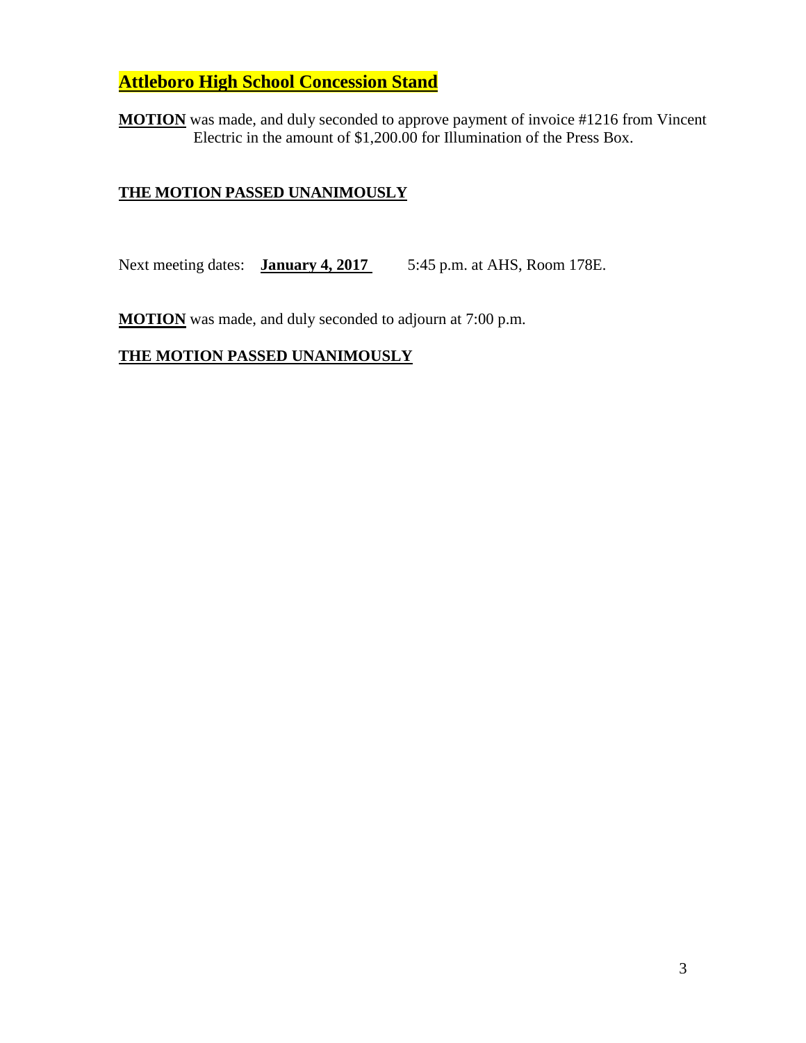## Attleboro High School Concession Stand

**MOTION** was made, and duly seconded to approve payment of invoice #1216 from Vincent Electric in the amount of $1,200.00 for Illumination of the Press Box.

**THE MOTION PASSED UNANIMOUSLY**

Next meeting dates: **January 4, 2017** 5:45 p.m. at AHS, Room 178E.

**MOTION** was made, and duly seconded to adjourn at 7:00 p.m.

**THE MOTION PASSED UNANIMOUSLY**